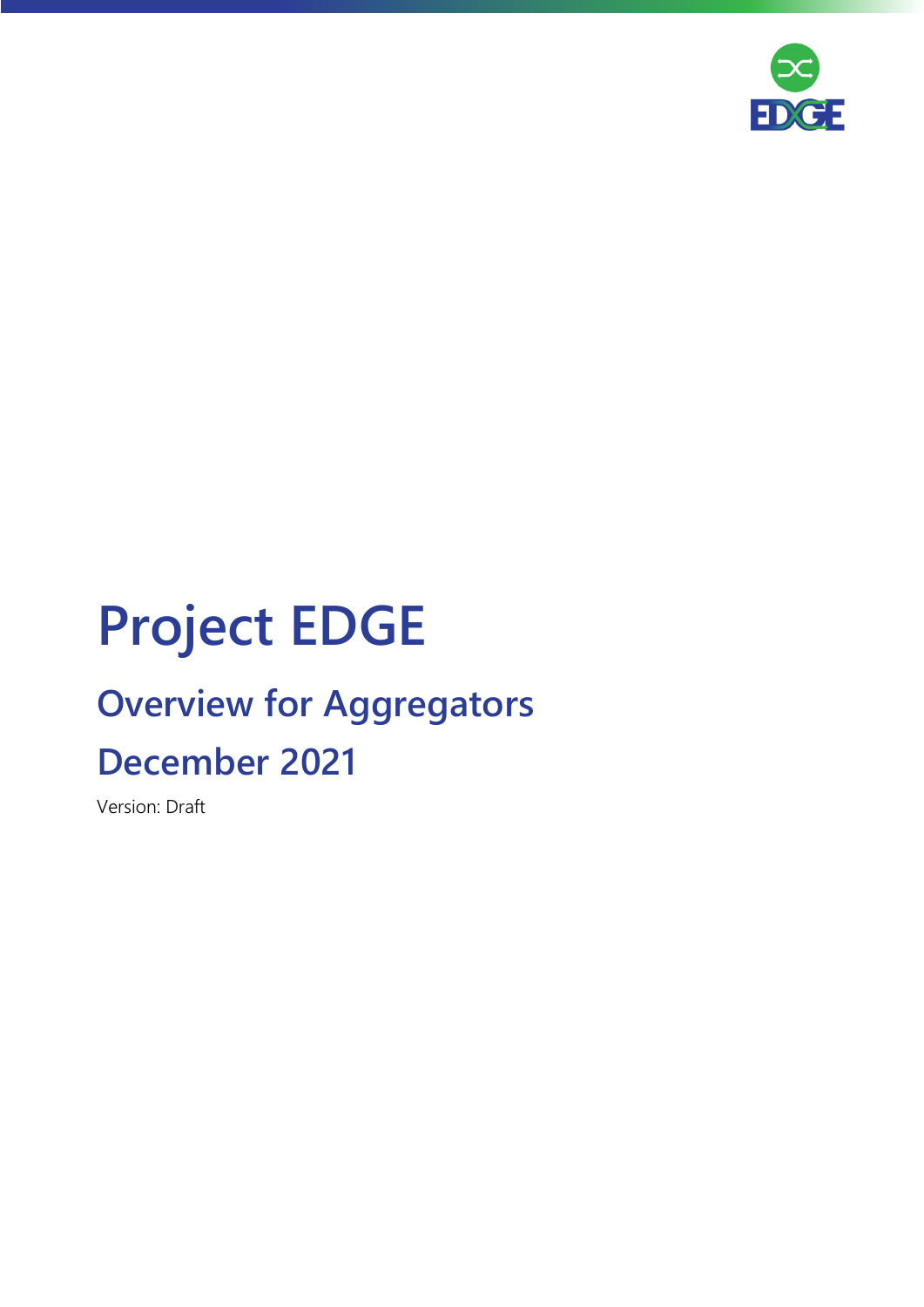# Project EDGE

## Overview for Aggregators

## December 2021

Version: Draft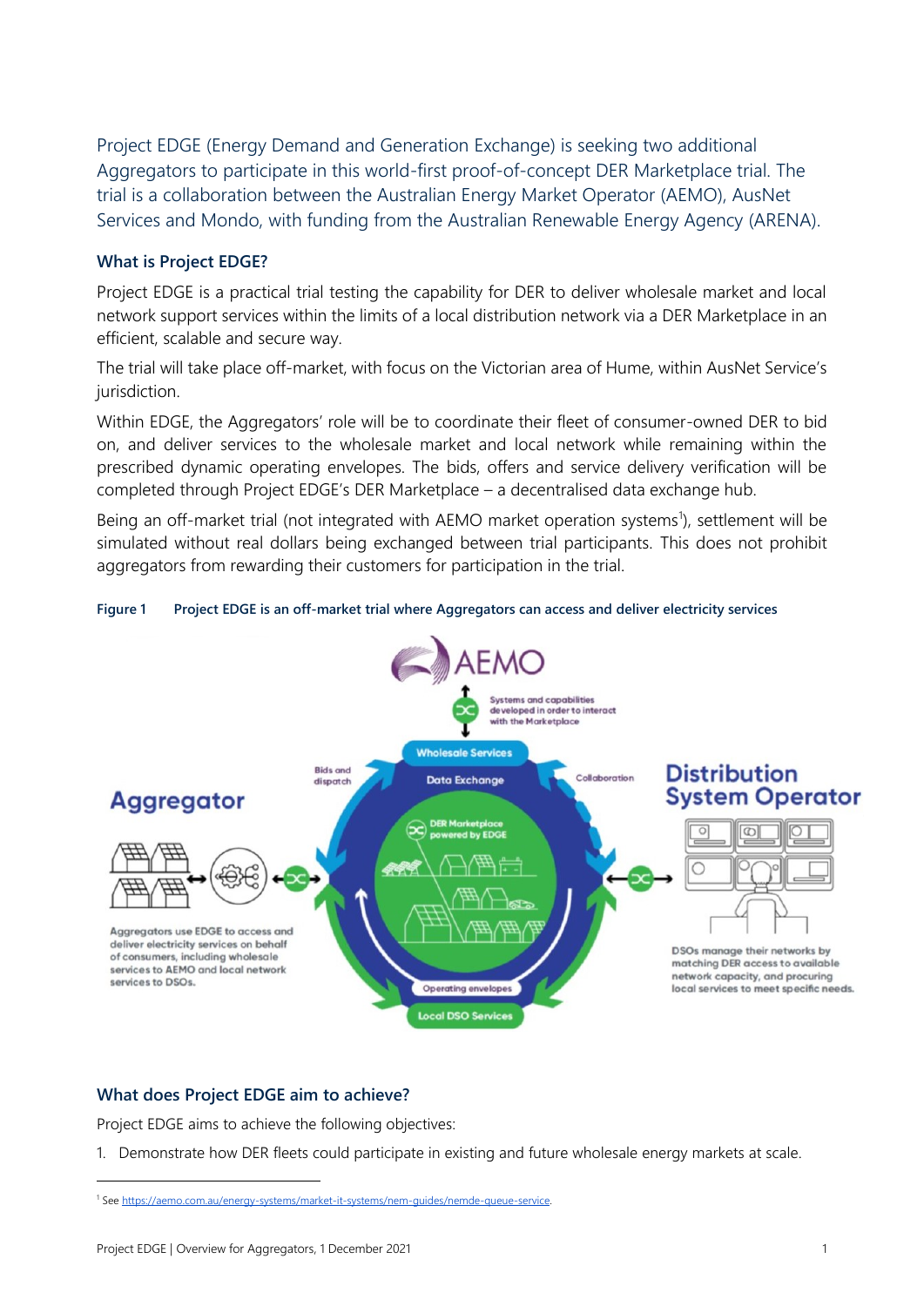Project EDGE (Energy Demand and Generation Exchange) is seeking two additional Aggregators to participate in this world-first proof-of-concept DER Marketplace trial. The trial is a collaboration between the Australian Energy Market Operator (AEMO), AusNet Services and Mondo, with funding from the Australian Renewable Energy Agency (ARENA).

### What is Project EDGE?

Project EDGE is a practical trial testing the capability for DER to deliver wholesale market and local network support services within the limits of a local distribution network via a DER Marketplace in an efficient, scalable and secure way.

The trial will take place off-market, with focus on the Victorian area of Hume, within AusNet Service's jurisdiction.

Within EDGE, the Aggregators' role will be to coordinate their fleet of consumer-owned DER to bid on, and deliver services to the wholesale market and local network while remaining within the prescribed dynamic operating envelopes. The bids, offers and service delivery verification will be completed through Project EDGE's DER Marketplace – a decentralised data exchange hub.

Being an off-market trial (not integrated with AEMO market operation systems[1]), settlement will be simulated without real dollars being exchanged between trial participants. This does not prohibit aggregators from rewarding their customers for participation in the trial.

**Figure 1 Project EDGE is an off-market trial where Aggregators can access and deliver electricity services**

### What does Project EDGE aim to achieve?

Project EDGE aims to achieve the following objectives:

1. Demonstrate how DER fleets could participate in existing and future wholesale energy markets at scale.

[1] See https://aemo.com.au/energy-systems/market-it-systems/nem-guides/nemde-queue-service.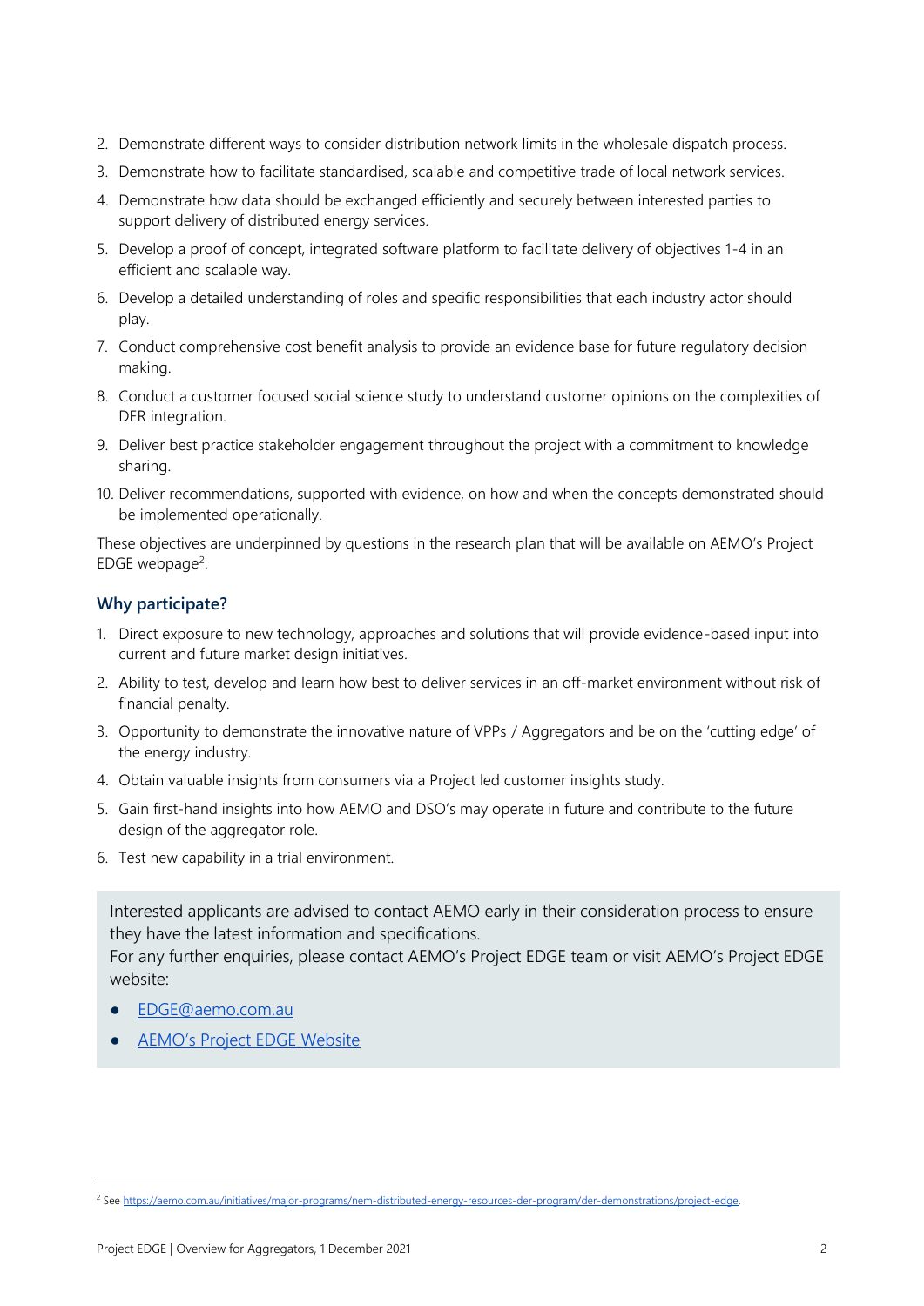2. Demonstrate different ways to consider distribution network limits in the wholesale dispatch process.
3. Demonstrate how to facilitate standardised, scalable and competitive trade of local network services.
4. Demonstrate how data should be exchanged efficiently and securely between interested parties to support delivery of distributed energy services.
5. Develop a proof of concept, integrated software platform to facilitate delivery of objectives 1-4 in an efficient and scalable way.
6. Develop a detailed understanding of roles and specific responsibilities that each industry actor should play.
7. Conduct comprehensive cost benefit analysis to provide an evidence base for future regulatory decision making.
8. Conduct a customer focused social science study to understand customer opinions on the complexities of DER integration.
9. Deliver best practice stakeholder engagement throughout the project with a commitment to knowledge sharing.
10. Deliver recommendations, supported with evidence, on how and when the concepts demonstrated should be implemented operationally.

These objectives are underpinned by questions in the research plan that will be available on AEMO's Project EDGE webpage[2].

### Why participate?

1. Direct exposure to new technology, approaches and solutions that will provide evidence-based input into current and future market design initiatives.
2. Ability to test, develop and learn how best to deliver services in an off-market environment without risk of financial penalty.
3. Opportunity to demonstrate the innovative nature of VPPs / Aggregators and be on the 'cutting edge' of the energy industry.
4. Obtain valuable insights from consumers via a Project led customer insights study.
5. Gain first-hand insights into how AEMO and DSO's may operate in future and contribute to the future design of the aggregator role.
6. Test new capability in a trial environment.

Interested applicants are advised to contact AEMO early in their consideration process to ensure they have the latest information and specifications.
For any further enquiries, please contact AEMO's Project EDGE team or visit AEMO's Project EDGE website:

- EDGE@aemo.com.au
- AEMO's Project EDGE Website

[2] See https://aemo.com.au/initiatives/major-programs/nem-distributed-energy-resources-der-program/der-demonstrations/project-edge.